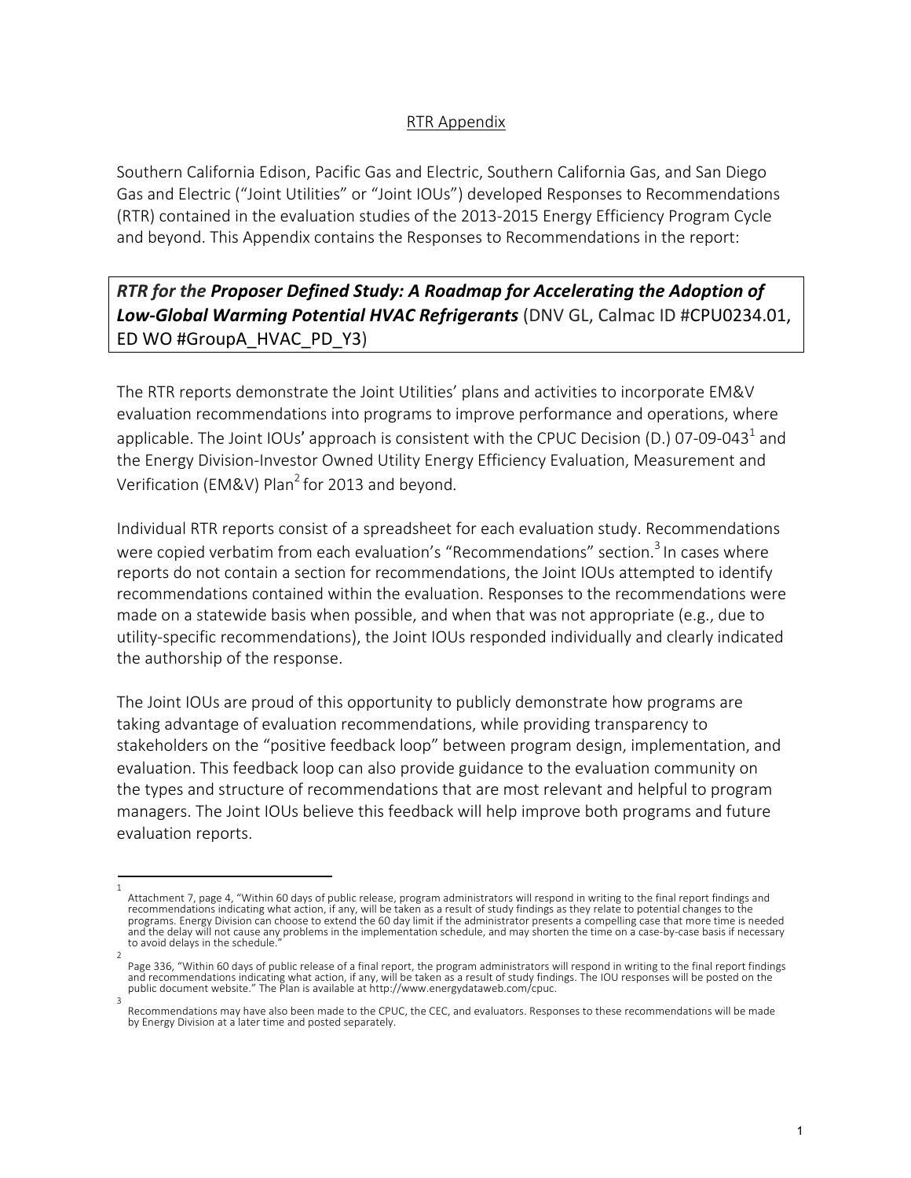# RTR Appendix

Southern California Edison, Pacific Gas and Electric, Southern California Gas, and San Diego Gas and Electric ("Joint Utilities" or "Joint IOUs") developed Responses to Recommendations (RTR) contained in the evaluation studies of the 2013-2015 Energy Efficiency Program Cycle and beyond. This Appendix contains the Responses to Recommendations in the report:

***RTR for the* Proposer Defined Study: A Roadmap for Accelerating the Adoption of Low-Global Warming Potential HVAC Refrigerants** (DNV GL, Calmac ID #CPU0234.01, ED WO #GroupA_HVAC_PD_Y3)

The RTR reports demonstrate the Joint Utilities' plans and activities to incorporate EM&V evaluation recommendations into programs to improve performance and operations, where applicable. The Joint IOUs' approach is consistent with the CPUC Decision (D.) 07-09-043[1] and the Energy Division-Investor Owned Utility Energy Efficiency Evaluation, Measurement and Verification (EM&V) Plan[2] for 2013 and beyond.

Individual RTR reports consist of a spreadsheet for each evaluation study. Recommendations were copied verbatim from each evaluation's "Recommendations" section.[3] In cases where reports do not contain a section for recommendations, the Joint IOUs attempted to identify recommendations contained within the evaluation. Responses to the recommendations were made on a statewide basis when possible, and when that was not appropriate (e.g., due to utility-specific recommendations), the Joint IOUs responded individually and clearly indicated the authorship of the response.

The Joint IOUs are proud of this opportunity to publicly demonstrate how programs are taking advantage of evaluation recommendations, while providing transparency to stakeholders on the "positive feedback loop" between program design, implementation, and evaluation. This feedback loop can also provide guidance to the evaluation community on the types and structure of recommendations that are most relevant and helpful to program managers. The Joint IOUs believe this feedback will help improve both programs and future evaluation reports.

---

[1] Attachment 7, page 4, "Within 60 days of public release, program administrators will respond in writing to the final report findings and recommendations indicating what action, if any, will be taken as a result of study findings as they relate to potential changes to the programs. Energy Division can choose to extend the 60 day limit if the administrator presents a compelling case that more time is needed and the delay will not cause any problems in the implementation schedule, and may shorten the time on a case-by-case basis if necessary to avoid delays in the schedule."

[2] Page 336, "Within 60 days of public release of a final report, the program administrators will respond in writing to the final report findings and recommendations indicating what action, if any, will be taken as a result of study findings. The IOU responses will be posted on the public document website." The Plan is available at http://www.energydataweb.com/cpuc.

[3] Recommendations may have also been made to the CPUC, the CEC, and evaluators. Responses to these recommendations will be made by Energy Division at a later time and posted separately.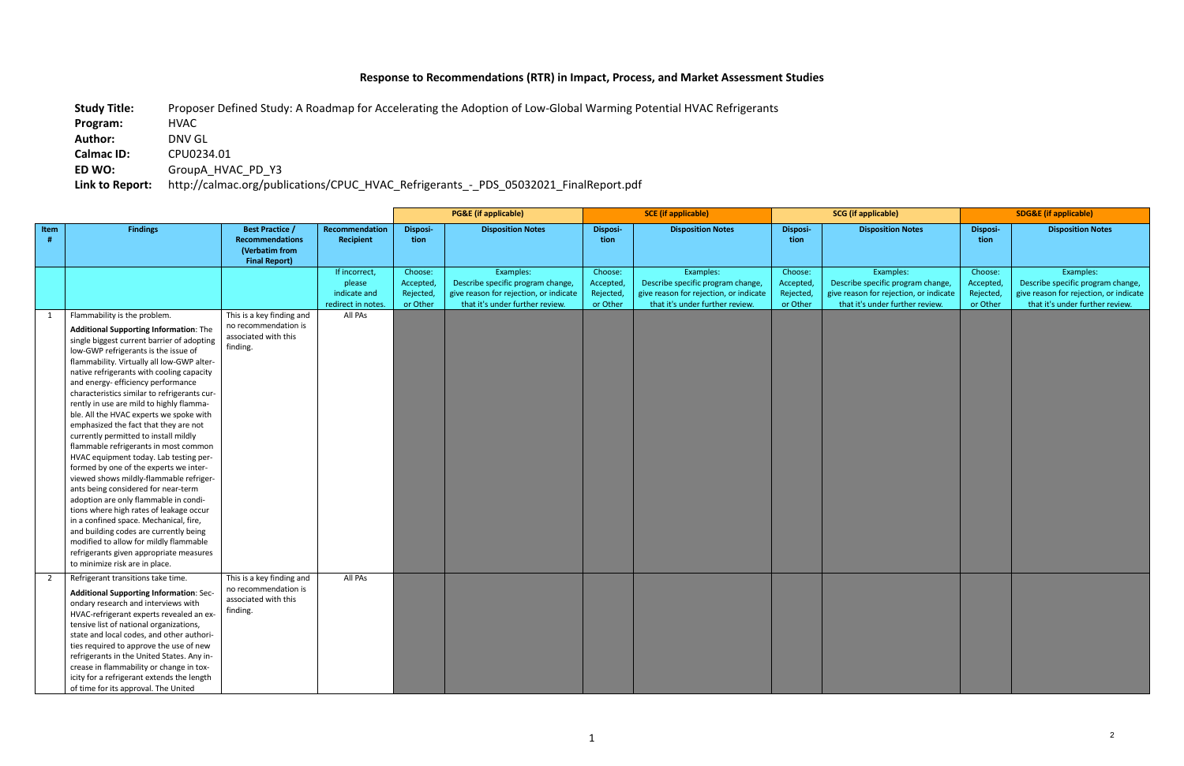# Response to Recommendations (RTR) in Impact, Process, and Market Assessment Studies

**Study Title:** Proposer Defined Study: A Roadmap for Accelerating the Adoption of Low-Global Warming Potential HVAC Refrigerants
**Program:** HVAC
**Author:** DNV GL
**Calmac ID:** CPU0234.01
**ED WO:** GroupA_HVAC_PD_Y3
**Link to Report:** http://calmac.org/publications/CPUC_HVAC_Refrigerants_-_PDS_05032021_FinalReport.pdf

| | | | | PG&E (if applicable) | | SCE (if applicable) | | SCG (if applicable) | | SDG&E (if applicable) | |
|---|---|---|---|---|---|---|---|---|---|---|---|
| **Item #** | **Findings** | **Best Practice / Recommendations (Verbatim from Final Report)** | **Recommendation Recipient** | **Disposition** | **Disposition Notes** | **Disposition** | **Disposition Notes** | **Disposition** | **Disposition Notes** | **Disposition** | **Disposition Notes** |
| | | | If incorrect, please indicate and redirect in notes. | Choose: Accepted, Rejected, or Other | Examples: Describe specific program change, give reason for rejection, or indicate that it's under further review. | Choose: Accepted, Rejected, or Other | Examples: Describe specific program change, give reason for rejection, or indicate that it's under further review. | Choose: Accepted, Rejected, or Other | Examples: Describe specific program change, give reason for rejection, or indicate that it's under further review. | Choose: Accepted, Rejected, or Other | Examples: Describe specific program change, give reason for rejection, or indicate that it's under further review. |
| 1 | Flammability is the problem. **Additional Supporting Information**: The single biggest current barrier of adopting low-GWP refrigerants is the issue of flammability. Virtually all low-GWP alternative refrigerants with cooling capacity and energy- efficiency performance characteristics similar to refrigerants currently in use are mild to highly flammable. All the HVAC experts we spoke with emphasized the fact that they are not currently permitted to install mildly flammable refrigerants in most common HVAC equipment today. Lab testing performed by one of the experts we interviewed shows mildly-flammable refrigerants being considered for near-term adoption are only flammable in conditions where high rates of leakage occur in a confined space. Mechanical, fire, and building codes are currently being modified to allow for mildly flammable refrigerants given appropriate measures to minimize risk are in place. | This is a key finding and no recommendation is associated with this finding. | All PAs | | | | | | | | |
| 2 | Refrigerant transitions take time. **Additional Supporting Information**: Secondary research and interviews with HVAC-refrigerant experts revealed an extensive list of national organizations, state and local codes, and other authorities required to approve the use of new refrigerants in the United States. Any increase in flammability or change in toxicity for a refrigerant extends the length of time for its approval. The United | This is a key finding and no recommendation is associated with this finding. | All PAs | | | | | | | | |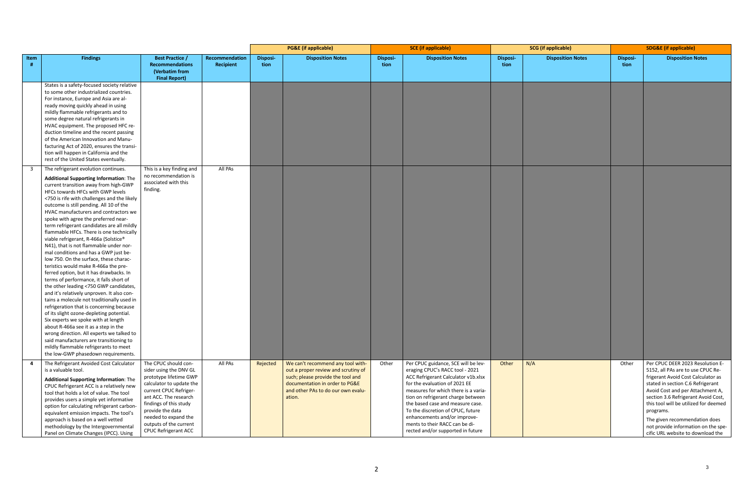| Item # | Findings | Best Practice / Recommendations (Verbatim from Final Report) | Recommendation Recipient | PG&E (if applicable) | | SCE (if applicable) | | SCG (if applicable) | | SDG&E (if applicable) | |
|---|---|---|---|---|---|---|---|---|---|---|---|
| | | | | Disposition | Disposition Notes | Disposition | Disposition Notes | Disposition | Disposition Notes | Disposition | Disposition Notes |
| | States is a safety-focused society relative to some other industrialized countries. For instance, Europe and Asia are already moving quickly ahead in using mildly flammable refrigerants and to some degree natural refrigerants in HVAC equipment. The proposed HFC reduction timeline and the recent passing of the American Innovation and Manufacturing Act of 2020, ensures the transition will happen in California and the rest of the United States eventually. | | | | | | | | | | |
| 3 | The refrigerant evolution continues.<br><br>**Additional Supporting Information**: The current transition away from high-GWP HFCs towards HFCs with GWP levels <750 is rife with challenges and the likely outcome is still pending. All 10 of the HVAC manufacturers and contractors we spoke with agree the preferred near-term refrigerant candidates are all mildly flammable HFCs. There is one technically viable refrigerant, R-466a (Solstice® N41), that is not flammable under normal conditions and has a GWP just below 750. On the surface, these characteristics would make R-466a the preferred option, but it has drawbacks. In terms of performance, it falls short of the other leading <750 GWP candidates, and it's relatively unproven. It also contains a molecule not traditionally used in refrigeration that is concerning because of its slight ozone-depleting potential. Six experts we spoke with at length about R-466a see it as a step in the wrong direction. All experts we talked to said manufacturers are transitioning to mildly flammable refrigerants to meet the low-GWP phasedown requirements. | This is a key finding and no recommendation is associated with this finding. | All PAs | | | | | | | | |
| 4 | The Refrigerant Avoided Cost Calculator is a valuable tool.<br><br>**Additional Supporting Information**: The CPUC Refrigerant ACC is a relatively new tool that holds a lot of value. The tool provides users a simple yet informative option for calculating refrigerant carbon-equivalent emission impacts. The tool's approach is based on a well vetted methodology by the Intergovernmental Panel on Climate Changes (IPCC). Using | The CPUC should consider using the DNV GL prototype lifetime GWP calculator to update the current CPUC Refrigerant ACC. The research findings of this study provide the data needed to expand the outputs of the current CPUC Refrigerant ACC | All PAs | Rejected | We can't recommend any tool without a proper review and scrutiny of such; please provide the tool and documentation in order to PG&E and other PAs to do our own evaluation. | Other | Per CPUC guidance, SCE will be leveraging CPUC's RACC tool - 2021 ACC Refrigerant Calculator v1b.xlsx for the evaluation of 2021 EE measures for which there is a variation on refrigerant charge between the based case and measure case. To the discretion of CPUC, future enhancements and/or improvements to their RACC can be directed and/or supported in future | Other | N/A | Other | Per CPUC DEER 2023 Resolution E-5152, all PAs are to use CPUC Refrigerant Avoid Cost Calculator as stated in section C.6 Refrigerant Avoid Cost and per Attachment A, section 3.6 Refrigerant Avoid Cost, this tool will be utilized for deemed programs.<br><br>The given recommendation does not provide information on the specific URL website to download the |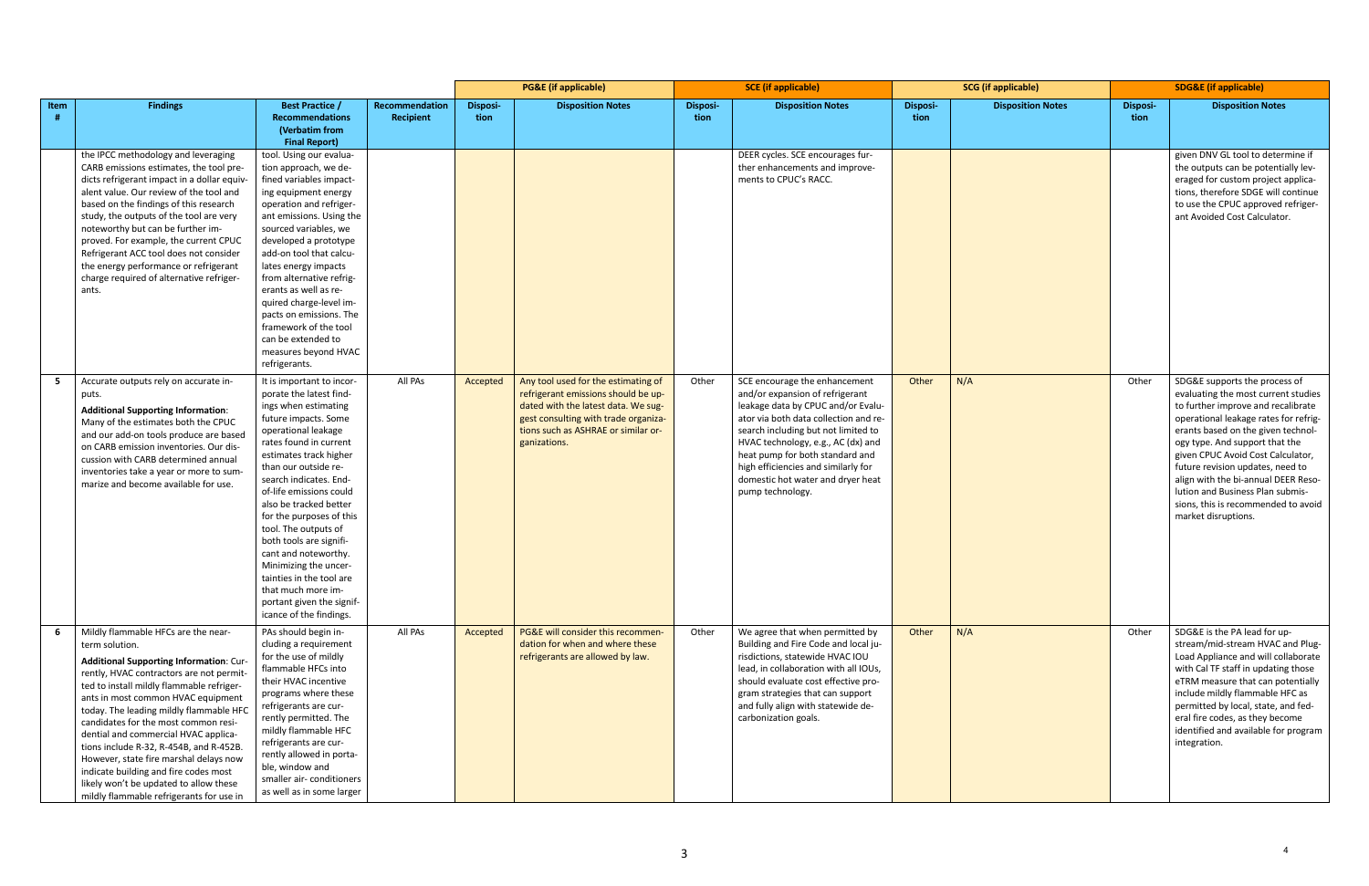| Item # | Findings | Best Practice / Recommendations (Verbatim from Final Report) | Recommendation Recipient | PG&E (if applicable) | | SCE (if applicable) | | SCG (if applicable) | | SDG&E (if applicable) | |
|---|---|---|---|---|---|---|---|---|---|---|---|
| | | | | Disposition | Disposition Notes | Disposition | Disposition Notes | Disposition | Disposition Notes | Disposition | Disposition Notes |
| | the IPCC methodology and leveraging CARB emissions estimates, the tool predicts refrigerant impact in a dollar equivalent value. Our review of the tool and based on the findings of this research study, the outputs of the tool are very noteworthy but can be further improved. For example, the current CPUC Refrigerant ACC tool does not consider the energy performance or refrigerant charge required of alternative refrigerants. | tool. Using our evaluation approach, we defined variables impacting equipment energy operation and refrigerant emissions. Using the sourced variables, we developed a prototype add-on tool that calculates energy impacts from alternative refrigerants as well as required charge-level impacts on emissions. The framework of the tool can be extended to measures beyond HVAC refrigerants. | | | | | DEER cycles. SCE encourages further enhancements and improvements to CPUC's RACC. | | | | given DNV GL tool to determine if the outputs can be potentially leveraged for custom project applications, therefore SDGE will continue to use the CPUC approved refrigerant Avoided Cost Calculator. |
| 5 | Accurate outputs rely on accurate inputs.<br><br>**Additional Supporting Information**: Many of the estimates both the CPUC and our add-on tools produce are based on CARB emission inventories. Our discussion with CARB determined annual inventories take a year or more to summarize and become available for use. | It is important to incorporate the latest findings when estimating future impacts. Some operational leakage rates found in current estimates track higher than our outside research indicates. End-of-life emissions could also be tracked better for the purposes of this tool. The outputs of both tools are significant and noteworthy. Minimizing the uncertainties in the tool are that much more important given the significance of the findings. | All PAs | Accepted | Any tool used for the estimating of refrigerant emissions should be updated with the latest data. We suggest consulting with trade organizations such as ASHRAE or similar organizations. | Other | SCE encourage the enhancement and/or expansion of refrigerant leakage data by CPUC and/or Evaluator via both data collection and research including but not limited to HVAC technology, e.g., AC (dx) and heat pump for both standard and high efficiencies and similarly for domestic hot water and dryer heat pump technology. | Other | N/A | Other | SDG&E supports the process of evaluating the most current studies to further improve and recalibrate operational leakage rates for refrigerants based on the given technology type. And support that the given CPUC Avoid Cost Calculator, future revision updates, need to align with the bi-annual DEER Resolution and Business Plan submissions, this is recommended to avoid market disruptions. |
| 6 | Mildly flammable HFCs are the near-term solution.<br><br>**Additional Supporting Information**: Currently, HVAC contractors are not permitted to install mildly flammable refrigerants in most common HVAC equipment today. The leading mildly flammable HFC candidates for the most common residential and commercial HVAC applications include R-32, R-454B, and R-452B. However, state fire marshal delays now indicate building and fire codes most likely won't be updated to allow these mildly flammable refrigerants for use in | PAs should begin including a requirement for the use of mildly flammable HFCs into their HVAC incentive programs where these refrigerants are currently permitted. The mildly flammable HFC refrigerants are currently allowed in portable, window and smaller air- conditioners as well as in some larger | All PAs | Accepted | PG&E will consider this recommendation for when and where these refrigerants are allowed by law. | Other | We agree that when permitted by Building and Fire Code and local jurisdictions, statewide HVAC IOU lead, in collaboration with all IOUs, should evaluate cost effective program strategies that can support and fully align with statewide decarbonization goals. | Other | N/A | Other | SDG&E is the PA lead for upstream/mid-stream HVAC and Plug-Load Appliance and will collaborate with Cal TF staff in updating those eTRM measure that can potentially include mildly flammable HFC as permitted by local, state, and federal fire codes, as they become identified and available for program integration. |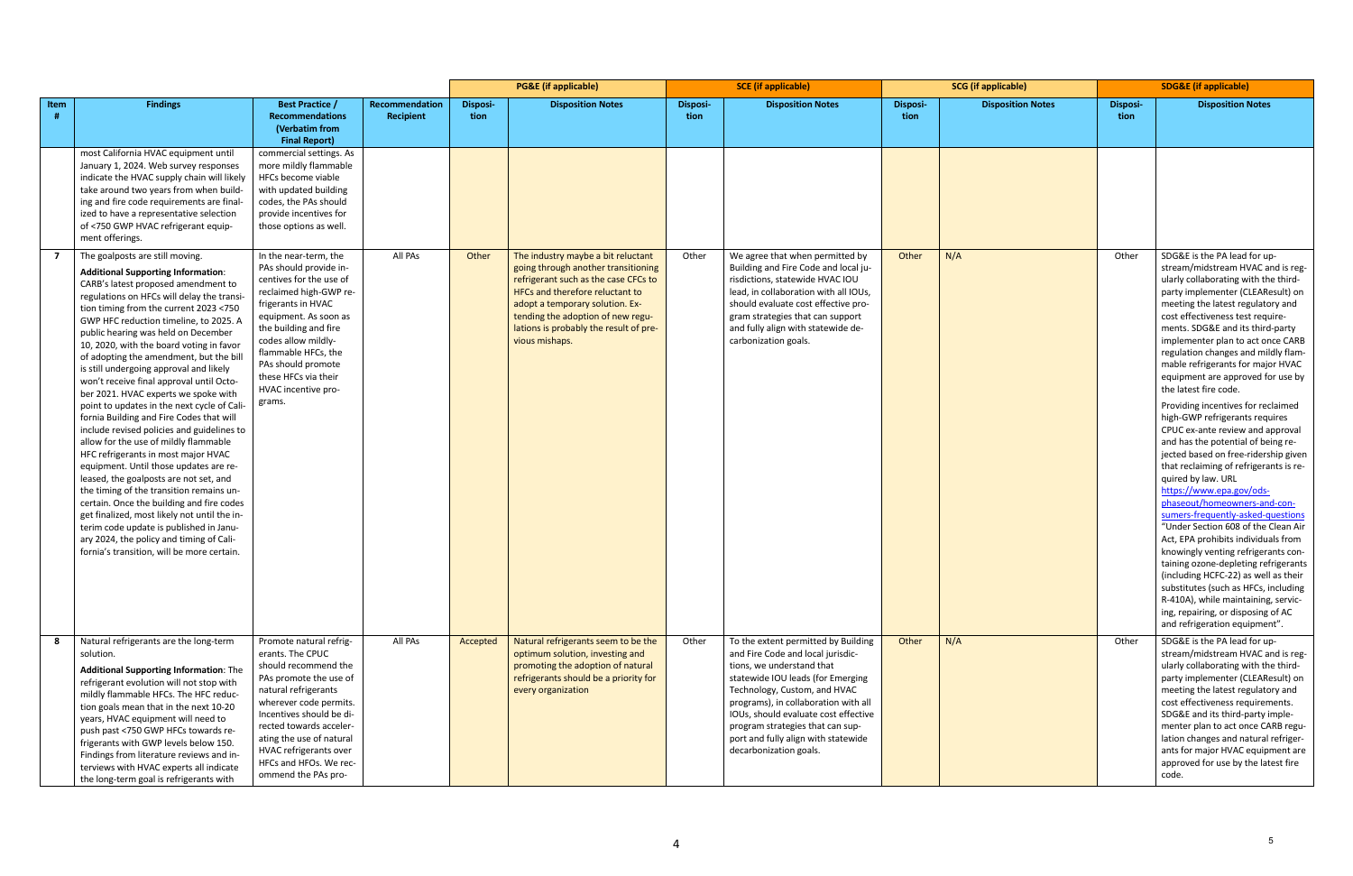| Item # | Findings | Best Practice / Recommendations (Verbatim from Final Report) | Recommendation Recipient | PG&E (if applicable) | | SCE (if applicable) | | SCG (if applicable) | | SDG&E (if applicable) | |
|---|---|---|---|---|---|---|---|---|---|---|---|
| | | | | Disposition | Disposition Notes | Disposition | Disposition Notes | Disposition | Disposition Notes | Disposition | Disposition Notes |
| | most California HVAC equipment until January 1, 2024. Web survey responses indicate the HVAC supply chain will likely take around two years from when building and fire code requirements are finalized to have a representative selection of <750 GWP HVAC refrigerant equipment offerings. | commercial settings. As more mildly flammable HFCs become viable with updated building codes, the PAs should provide incentives for those options as well. | | | | | | | | | |
| 7 | The goalposts are still moving. **Additional Supporting Information**: CARB's latest proposed amendment to regulations on HFCs will delay the transition timing from the current 2023 <750 GWP HFC reduction timeline, to 2025. A public hearing was held on December 10, 2020, with the board voting in favor of adopting the amendment, but the bill is still undergoing approval and likely won't receive final approval until October 2021. HVAC experts we spoke with point to updates in the next cycle of California Building and Fire Codes that will include revised policies and guidelines to allow for the use of mildly flammable HFC refrigerants in most major HVAC equipment. Until those updates are released, the goalposts are not set, and the timing of the transition remains uncertain. Once the building and fire codes get finalized, most likely not until the interim code update is published in January 2024, the policy and timing of California's transition, will be more certain. | In the near-term, the PAs should provide incentives for the use of reclaimed high-GWP refrigerants in HVAC equipment. As soon as the building and fire codes allow mildly-flammable HFCs, the PAs should promote these HFCs via their HVAC incentive programs. | All PAs | Other | The industry maybe a bit reluctant going through another transitioning refrigerant such as the case CFCs to HFCs and therefore reluctant to adopt a temporary solution. Extending the adoption of new regulations is probably the result of previous mishaps. | Other | We agree that when permitted by Building and Fire Code and local jurisdictions, statewide HVAC IOU lead, in collaboration with all IOUs, should evaluate cost effective program strategies that can support and fully align with statewide decarbonization goals. | Other | N/A | Other | SDG&E is the PA lead for upstream/midstream HVAC and is regularly collaborating with the third-party implementer (CLEAResult) on meeting the latest regulatory and cost effectiveness test requirements. SDG&E and its third-party implementer plan to act once CARB regulation changes and mildly flammable refrigerants for major HVAC equipment are approved for use by the latest fire code. Providing incentives for reclaimed high-GWP refrigerants requires CPUC ex-ante review and approval and has the potential of being rejected based on free-ridership given that reclaiming of refrigerants is required by law. URL https://www.epa.gov/ods-phaseout/homeowners-and-consumers-frequently-asked-questions "Under Section 608 of the Clean Air Act, EPA prohibits individuals from knowingly venting refrigerants containing ozone-depleting refrigerants (including HCFC-22) as well as their substitutes (such as HFCs, including R-410A), while maintaining, servicing, repairing, or disposing of AC and refrigeration equipment". |
| 8 | Natural refrigerants are the long-term solution. **Additional Supporting Information**: The refrigerant evolution will not stop with mildly flammable HFCs. The HFC reduction goals mean that in the next 10-20 years, HVAC equipment will need to push past <750 GWP HFCs towards refrigerants with GWP levels below 150. Findings from literature reviews and interviews with HVAC experts all indicate the long-term goal is refrigerants with | Promote natural refrigerants. The CPUC should recommend the PAs promote the use of natural refrigerants wherever code permits. Incentives should be directed towards accelerating the use of natural HVAC refrigerants over HFCs and HFOs. We recommend the PAs pro- | All PAs | Accepted | Natural refrigerants seem to be the optimum solution, investing and promoting the adoption of natural refrigerants should be a priority for every organization | Other | To the extent permitted by Building and Fire Code and local jurisdictions, we understand that statewide IOU leads (for Emerging Technology, Custom, and HVAC programs), in collaboration with all IOUs, should evaluate cost effective program strategies that can support and fully align with statewide decarbonization goals. | Other | N/A | Other | SDG&E is the PA lead for upstream/midstream HVAC and is regularly collaborating with the third-party implementer (CLEAResult) on meeting the latest regulatory and cost effectiveness requirements. SDG&E and its third-party implementer plan to act once CARB regulation changes and natural refrigerants for major HVAC equipment are approved for use by the latest fire code. |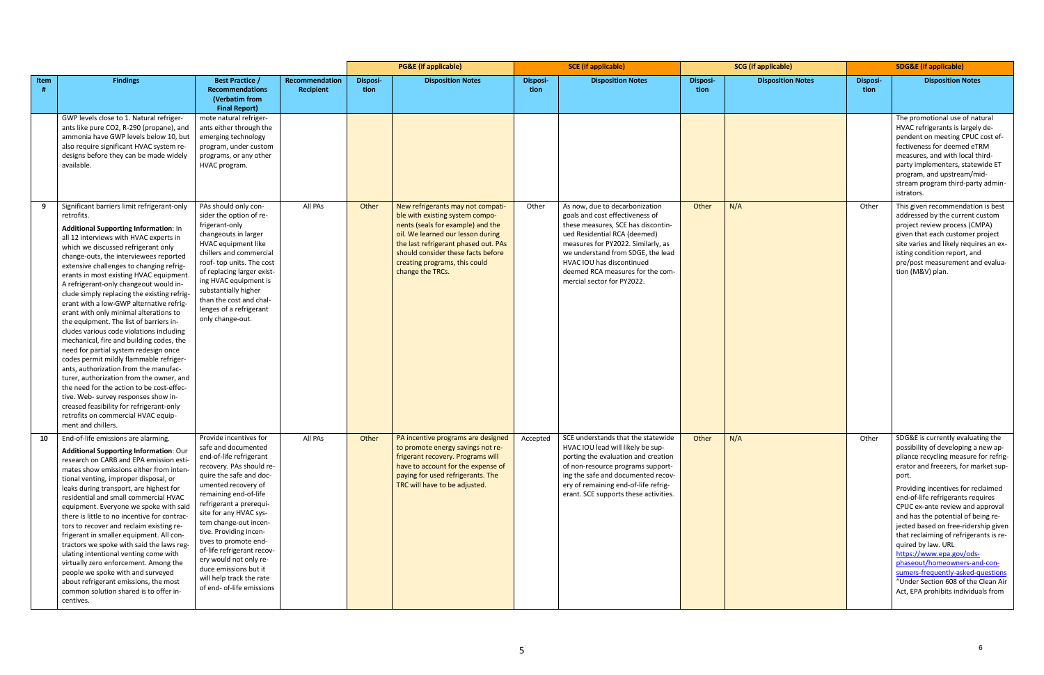| | | | | PG&E (if applicable) | | SCE (if applicable) | | SCG (if applicable) | | SDG&E (if applicable) | |
|---|---|---|---|---|---|---|---|---|---|---|---|
| Item # | Findings | Best Practice / Recommendations (Verbatim from Final Report) | Recommendation Recipient | Disposition | Disposition Notes | Disposition | Disposition Notes | Disposition | Disposition Notes | Disposition | Disposition Notes |
| | GWP levels close to 1. Natural refrigerants like pure $CO_2$, R-290 (propane), and ammonia have GWP levels below 10, but also require significant HVAC system redesigns before they can be made widely available. | mote natural refrigerants either through the emerging technology program, under custom programs, or any other HVAC program. | | | | | | | | | The promotional use of natural HVAC refrigerants is largely dependent on meeting CPUC cost effectiveness for deemed eTRM measures, and with local third-party implementers, statewide ET program, and upstream/midstream program third-party administrators. |
| 9 | Significant barriers limit refrigerant-only retrofits.<br><br>**Additional Supporting Information**: In all 12 interviews with HVAC experts in which we discussed refrigerant only change-outs, the interviewees reported extensive challenges to changing refrigerants in most existing HVAC equipment. A refrigerant-only changeout would include simply replacing the existing refrigerant with a low-GWP alternative refrigerant with only minimal alterations to the equipment. The list of barriers includes various code violations including mechanical, fire and building codes, the need for partial system redesign once codes permit mildly flammable refrigerants, authorization from the manufacturer, authorization from the owner, and the need for the action to be cost-effective. Web- survey responses show increased feasibility for refrigerant-only retrofits on commercial HVAC equipment and chillers. | PAs should only consider the option of refrigerant-only changeouts in larger HVAC equipment like chillers and commercial roof- top units. The cost of replacing larger existing HVAC equipment is substantially higher than the cost and challenges of a refrigerant only change-out. | All PAs | Other | New refrigerants may not compatible with existing system components (seals for example) and the oil. We learned our lesson during the last refrigerant phased out. PAs should consider these facts before creating programs, this could change the TRCs. | Other | As now, due to decarbonization goals and cost effectiveness of these measures, SCE has discontinued Residential RCA (deemed) measures for PY2022. Similarly, as we understand from SDGE, the lead HVAC IOU has discontinued deemed RCA measures for the commercial sector for PY2022. | Other | N/A | Other | This given recommendation is best addressed by the current custom project review process (CMPA) given that each customer project site varies and likely requires an existing condition report, and pre/post measurement and evaluation (M&V) plan. |
| 10 | End-of-life emissions are alarming.<br><br>**Additional Supporting Information**: Our research on CARB and EPA emission estimates show emissions either from intentional venting, improper disposal, or leaks during transport, are highest for residential and small commercial HVAC equipment. Everyone we spoke with said there is little to no incentive for contractors to recover and reclaim existing refrigerant in smaller equipment. All contractors we spoke with said the laws regulating intentional venting come with virtually zero enforcement. Among the people we spoke with and surveyed about refrigerant emissions, the most common solution shared is to offer incentives. | Provide incentives for safe and documented end-of-life refrigerant recovery. PAs should require the safe and documented recovery of remaining end-of-life refrigerant a prerequisite for any HVAC system change-out incentive. Providing incentives to promote end-of-life refrigerant recovery would not only reduce emissions but it will help track the rate of end- of-life emissions | All PAs | Other | PA incentive programs are designed to promote energy savings not refrigerant recovery. Programs will have to account for the expense of paying for used refrigerants. The TRC will have to be adjusted. | Accepted | SCE understands that the statewide HVAC IOU lead will likely be supporting the evaluation and creation of non-resource programs supporting the safe and documented recovery of remaining end-of-life refrigerant. SCE supports these activities. | Other | N/A | Other | SDG&E is currently evaluating the possibility of developing a new appliance recycling measure for refrigerator and freezers, for market support.<br><br>Providing incentives for reclaimed end-of-life refrigerants requires CPUC ex-ante review and approval and has the potential of being rejected based on free-ridership given that reclaiming of refrigerants is required by law. URL https://www.epa.gov/ods-phaseout/homeowners-and-consumers-frequently-asked-questions "Under Section 608 of the Clean Air Act, EPA prohibits individuals from |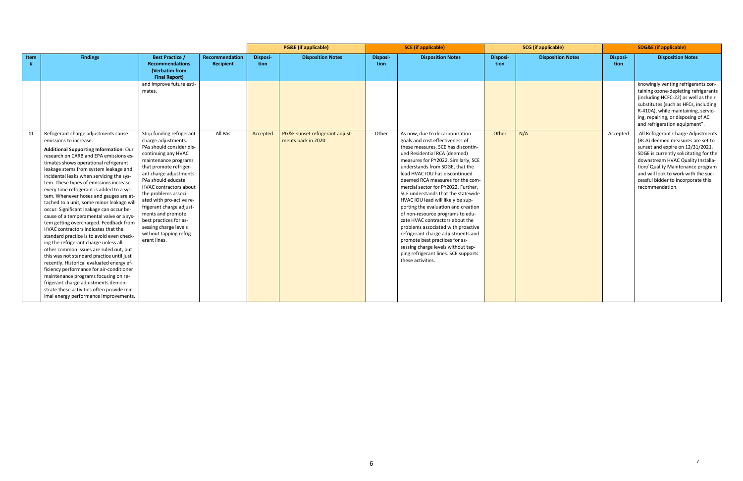| Item # | Findings | Best Practice / Recommendations (Verbatim from Final Report) | Recommendation Recipient | PG&E (if applicable) | | SCE (if applicable) | | SCG (if applicable) | | SDG&E (if applicable) | |
|---|---|---|---|---|---|---|---|---|---|---|---|
| | | | | Disposition | Disposition Notes | Disposition | Disposition Notes | Disposition | Disposition Notes | Disposition | Disposition Notes |
| | | and improve future estimates. | | | | | | | | | knowingly venting refrigerants containing ozone-depleting refrigerants (including HCFC-22) as well as their substitutes (such as HFCs, including R-410A), while maintaining, servicing, repairing, or disposing of AC and refrigeration equipment". |
| 11 | Refrigerant charge adjustments cause emissions to increase.<br><br>**Additional Supporting Information**: Our research on CARB and EPA emissions estimates shows operational refrigerant leakage stems from system leakage and incidental leaks when servicing the system. These types of emissions increase every time refrigerant is added to a system. Whenever hoses and gauges are attached to a unit, some minor leakage will occur. Significant leakage can occur because of a temperamental valve or a system getting overcharged. Feedback from HVAC contractors indicates that the standard practice is to avoid even checking the refrigerant charge unless all other common issues are ruled out, but this was not standard practice until just recently. Historical evaluated energy efficiency performance for air-conditioner maintenance programs focusing on refrigerant charge adjustments demonstrate these activities often provide minimal energy performance improvements. | Stop funding refrigerant charge adjustments. PAs should consider discontinuing any HVAC maintenance programs that promote refrigerant charge adjustments. PAs should educate HVAC contractors about the problems associated with pro-active refrigerant charge adjustments and promote best practices for assessing charge levels without tapping refrigerant lines. | All PAs | Accepted | PG&E sunset refrigerant adjustments back in 2020. | Other | As now, due to decarbonization goals and cost effectiveness of these measures, SCE has discontinued Residential RCA (deemed) measures for PY2022. Similarly, SCE understands from SDGE, that the lead HVAC IOU has discontinued deemed RCA measures for the commercial sector for PY2022. Further, SCE understands that the statewide HVAC IOU lead will likely be supporting the evaluation and creation of non-resource programs to educate HVAC contractors about the problems associated with proactive refrigerant charge adjustments and promote best practices for assessing charge levels without tapping refrigerant lines. SCE supports these activities. | Other | N/A | Accepted | All Refrigerant Charge Adjustments (RCA) deemed measures are set to sunset and expire on 12/31/2021. SDGE is currently solicitating for the downstream HVAC Quality Installation/ Quality Maintenance program and will look to work with the successful bidder to incorporate this recommendation. |